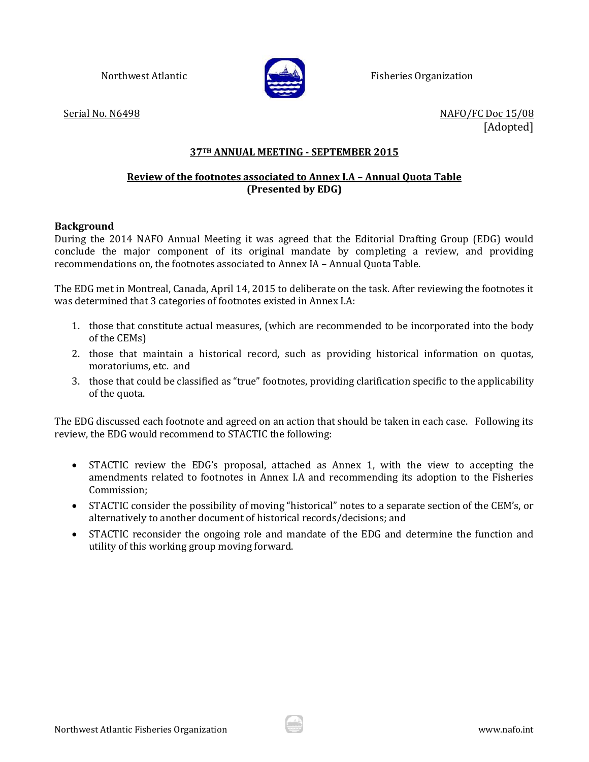Northwest Atlantic Fisheries Organization

Serial No. N6498

NAFO/FC Doc 15/08
[Adopted]

## 37TH ANNUAL MEETING - SEPTEMBER 2015

## Review of the footnotes associated to Annex I.A – Annual Quota Table
**(Presented by EDG)**

### Background

During the 2014 NAFO Annual Meeting it was agreed that the Editorial Drafting Group (EDG) would conclude the major component of its original mandate by completing a review, and providing recommendations on, the footnotes associated to Annex IA – Annual Quota Table.

The EDG met in Montreal, Canada, April 14, 2015 to deliberate on the task. After reviewing the footnotes it was determined that 3 categories of footnotes existed in Annex I.A:

1. those that constitute actual measures, (which are recommended to be incorporated into the body of the CEMs)
2. those that maintain a historical record, such as providing historical information on quotas, moratoriums, etc. and
3. those that could be classified as "true" footnotes, providing clarification specific to the applicability of the quota.

The EDG discussed each footnote and agreed on an action that should be taken in each case. Following its review, the EDG would recommend to STACTIC the following:

- STACTIC review the EDG's proposal, attached as Annex 1, with the view to accepting the amendments related to footnotes in Annex I.A and recommending its adoption to the Fisheries Commission;
- STACTIC consider the possibility of moving "historical" notes to a separate section of the CEM's, or alternatively to another document of historical records/decisions; and
- STACTIC reconsider the ongoing role and mandate of the EDG and determine the function and utility of this working group moving forward.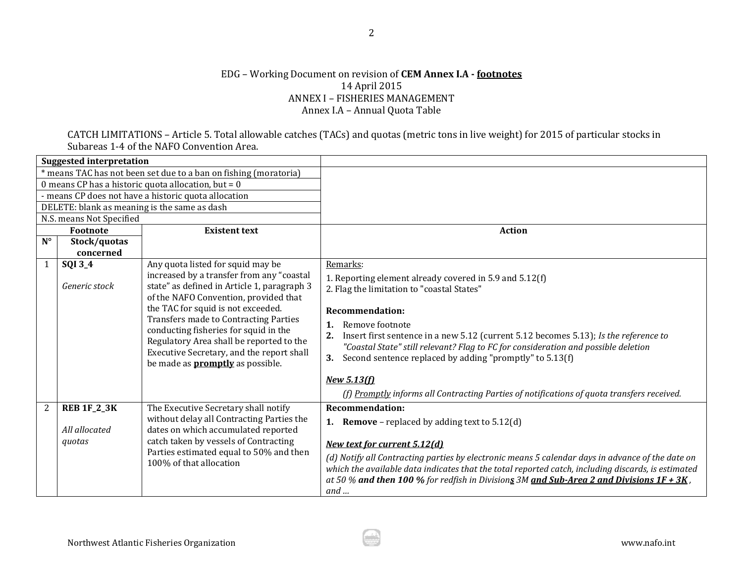EDG – Working Document on revision of **CEM Annex I.A - footnotes**
14 April 2015
ANNEX I – FISHERIES MANAGEMENT
Annex I.A – Annual Quota Table

CATCH LIMITATIONS – Article 5. Total allowable catches (TACs) and quotas (metric tons in live weight) for 2015 of particular stocks in Subareas 1-4 of the NAFO Convention Area.

| **Suggested interpretation** | | | |
|---|---|---|---|
| * means TAC has not been set due to a ban on fishing (moratoria) | | | |
| 0 means CP has a historic quota allocation, but = 0 | | | |
| - means CP does not have a historic quota allocation | | | |
| DELETE: blank as meaning is the same as dash | | | |
| N.S. means Not Specified | | | |
| **Footnote** | | **Existent text** | **Action** |
| **N°** | **Stock/quotas concerned** | | |
| 1 | **SQI 3_4**<br><br>*Generic stock* | Any quota listed for squid may be increased by a transfer from any "coastal state" as defined in Article 1, paragraph 3 of the NAFO Convention, provided that the TAC for squid is not exceeded. Transfers made to Contracting Parties conducting fisheries for squid in the Regulatory Area shall be reported to the Executive Secretary, and the report shall be made as **promptly** as possible. | Remarks:<br>1. Reporting element already covered in 5.9 and 5.12(f)<br>2. Flag the limitation to "coastal States"<br><br>**Recommendation:**<br>**1.** Remove footnote<br>**2.** Insert first sentence in a new 5.12 (current 5.12 becomes 5.13); *Is the reference to "Coastal State" still relevant? Flag to FC for consideration and possible deletion*<br>**3.** Second sentence replaced by adding "promptly" to 5.13(f)<br><br>***New 5.13(f)***<br>*(f) Promptly informs all Contracting Parties of notifications of quota transfers received.* |
| 2 | **REB 1F_2_3K**<br><br>*All allocated quotas* | The Executive Secretary shall notify without delay all Contracting Parties the dates on which accumulated reported catch taken by vessels of Contracting Parties estimated equal to 50% and then 100% of that allocation | **Recommendation:**<br>**1. Remove** – replaced by adding text to 5.12(d)<br><br>***New text for current 5.12(d)***<br>*(d) Notify all Contracting parties by electronic means 5 calendar days in advance of the date on which the available data indicates that the total reported catch, including discards, is estimated at 50 %* ***and then 100 %*** *for redfish in Division****s*** *3M* ***and Sub-Area 2 and Divisions 1F + 3K*** *, and ...* |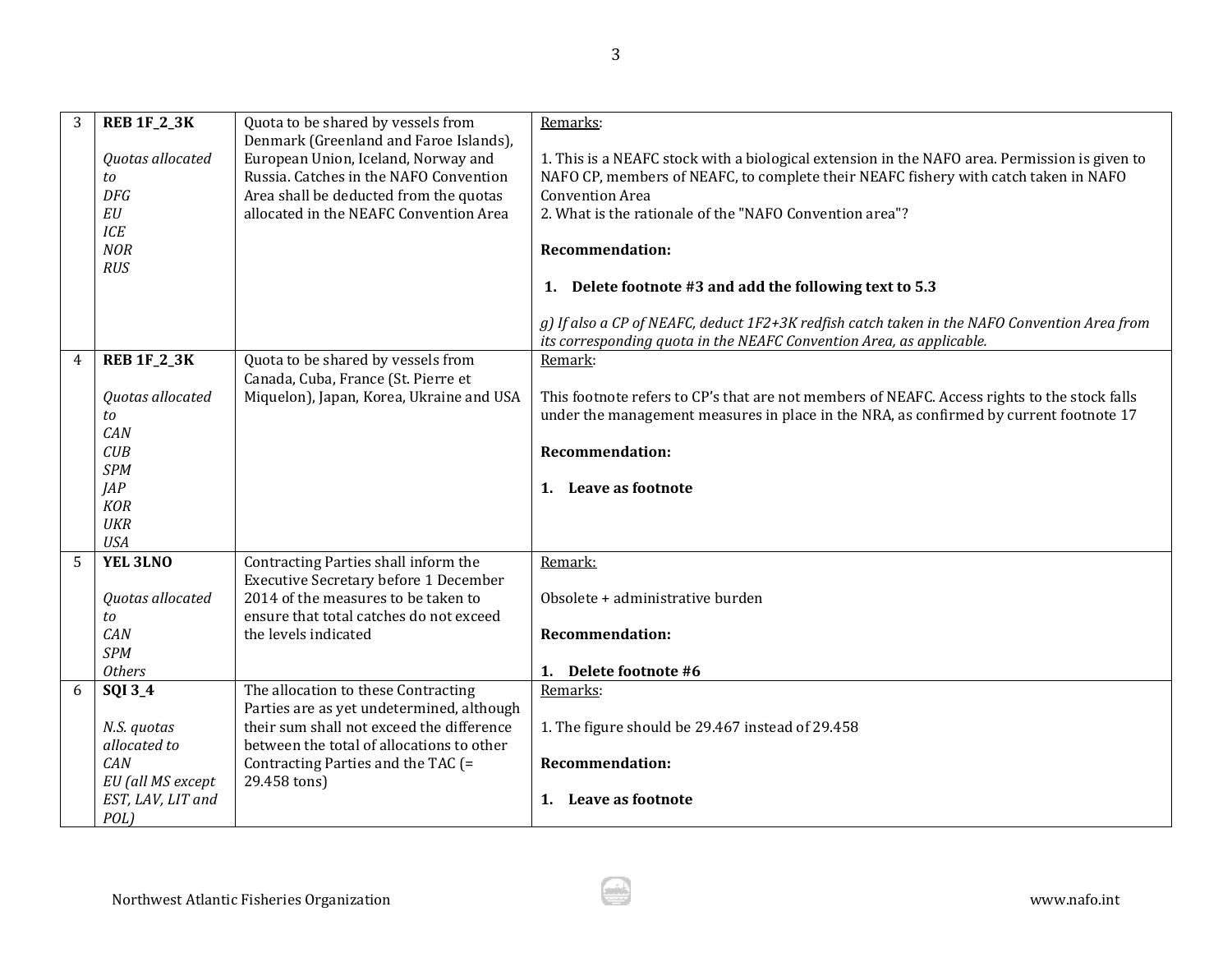| | | | |
|---|---|---|---|
| 3 | **REB 1F_2_3K**<br><br>*Quotas allocated to*<br>*DFG*<br>*EU*<br>*ICE*<br>*NOR*<br>*RUS* | Quota to be shared by vessels from Denmark (Greenland and Faroe Islands), European Union, Iceland, Norway and Russia. Catches in the NAFO Convention Area shall be deducted from the quotas allocated in the NEAFC Convention Area | <u>Remarks</u>:<br><br>1. This is a NEAFC stock with a biological extension in the NAFO area. Permission is given to NAFO CP, members of NEAFC, to complete their NEAFC fishery with catch taken in NAFO Convention Area<br>2. What is the rationale of the "NAFO Convention area"?<br><br>**Recommendation:**<br><br>**1. Delete footnote #3 and add the following text to 5.3**<br><br>*g) If also a CP of NEAFC, deduct 1F2+3K redfish catch taken in the NAFO Convention Area from its corresponding quota in the NEAFC Convention Area, as applicable.* |
| 4 | **REB 1F_2_3K**<br><br>*Quotas allocated to*<br>*CAN*<br>*CUB*<br>*SPM*<br>*JAP*<br>*KOR*<br>*UKR*<br>*USA* | Quota to be shared by vessels from Canada, Cuba, France (St. Pierre et Miquelon), Japan, Korea, Ukraine and USA | <u>Remark</u>:<br><br>This footnote refers to CP's that are not members of NEAFC. Access rights to the stock falls under the management measures in place in the NRA, as confirmed by current footnote 17<br><br>**Recommendation:**<br><br>**1. Leave as footnote** |
| 5 | **YEL 3LNO**<br><br>*Quotas allocated to*<br>*CAN*<br>*SPM*<br>*Others* | Contracting Parties shall inform the Executive Secretary before 1 December 2014 of the measures to be taken to ensure that total catches do not exceed the levels indicated | <u>Remark:</u><br><br>Obsolete + administrative burden<br><br>**Recommendation:**<br><br>**1. Delete footnote #6** |
| 6 | **SQI 3_4**<br><br>*N.S. quotas allocated to*<br>*CAN*<br>*EU (all MS except EST, LAV, LIT and POL)* | The allocation to these Contracting Parties are as yet undetermined, although their sum shall not exceed the difference between the total of allocations to other Contracting Parties and the TAC (= 29.458 tons) | <u>Remarks</u>:<br><br>1. The figure should be 29.467 instead of 29.458<br><br>**Recommendation:**<br><br>**1. Leave as footnote** |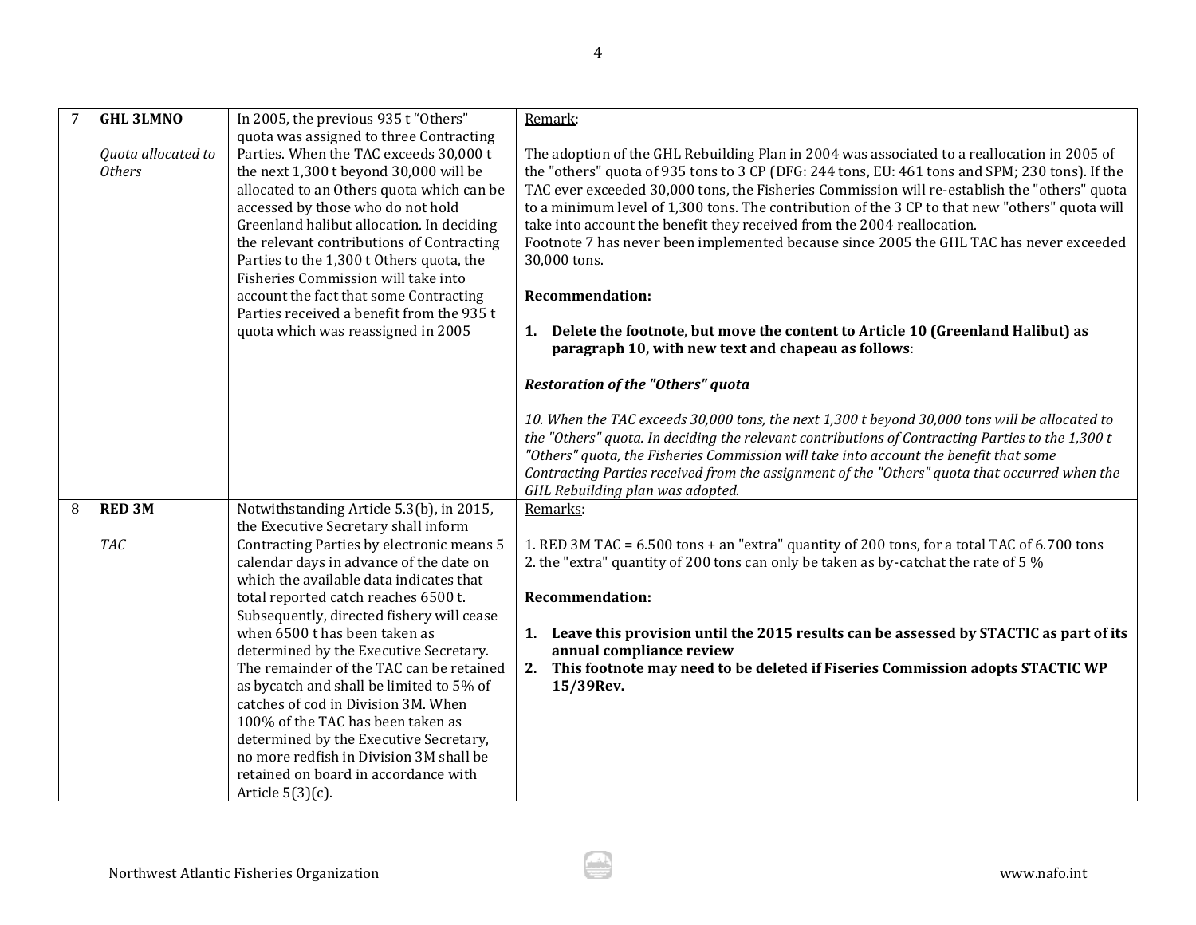| 7 | **GHL 3LMNO**<br><br>*Quota allocated to Others* | In 2005, the previous 935 t "Others" quota was assigned to three Contracting Parties. When the TAC exceeds 30,000 t the next 1,300 t beyond 30,000 will be allocated to an Others quota which can be accessed by those who do not hold Greenland halibut allocation. In deciding the relevant contributions of Contracting Parties to the 1,300 t Others quota, the Fisheries Commission will take into account the fact that some Contracting Parties received a benefit from the 935 t quota which was reassigned in 2005 | Remark:<br><br>The adoption of the GHL Rebuilding Plan in 2004 was associated to a reallocation in 2005 of the "others" quota of 935 tons to 3 CP (DFG: 244 tons, EU: 461 tons and SPM; 230 tons). If the TAC ever exceeded 30,000 tons, the Fisheries Commission will re-establish the "others" quota to a minimum level of 1,300 tons. The contribution of the 3 CP to that new "others" quota will take into account the benefit they received from the 2004 reallocation.<br>Footnote 7 has never been implemented because since 2005 the GHL TAC has never exceeded 30,000 tons.<br><br>**Recommendation:**<br><br>1. **Delete the footnote**, **but move the content to Article 10 (Greenland Halibut) as paragraph 10, with new text and chapeau as follows**:<br><br>***Restoration of the "Others" quota***<br><br>*10. When the TAC exceeds 30,000 tons, the next 1,300 t beyond 30,000 tons will be allocated to the "Others" quota. In deciding the relevant contributions of Contracting Parties to the 1,300 t "Others" quota, the Fisheries Commission will take into account the benefit that some Contracting Parties received from the assignment of the "Others" quota that occurred when the GHL Rebuilding plan was adopted.* |
|---|---|---|---|
| 8 | **RED 3M**<br><br>*TAC* | Notwithstanding Article 5.3(b), in 2015, the Executive Secretary shall inform Contracting Parties by electronic means 5 calendar days in advance of the date on which the available data indicates that total reported catch reaches 6500 t. Subsequently, directed fishery will cease when 6500 t has been taken as determined by the Executive Secretary. The remainder of the TAC can be retained as bycatch and shall be limited to 5% of catches of cod in Division 3M. When 100% of the TAC has been taken as determined by the Executive Secretary, no more redfish in Division 3M shall be retained on board in accordance with Article 5(3)(c). | Remarks:<br><br>1. RED 3M TAC = 6.500 tons + an "extra" quantity of 200 tons, for a total TAC of 6.700 tons<br>2. the "extra" quantity of 200 tons can only be taken as by-catchat the rate of 5 %<br><br>**Recommendation:**<br><br>1. **Leave this provision until the 2015 results can be assessed by STACTIC as part of its annual compliance review**<br>2. **This footnote may need to be deleted if Fiseries Commission adopts STACTIC WP 15/39Rev.** |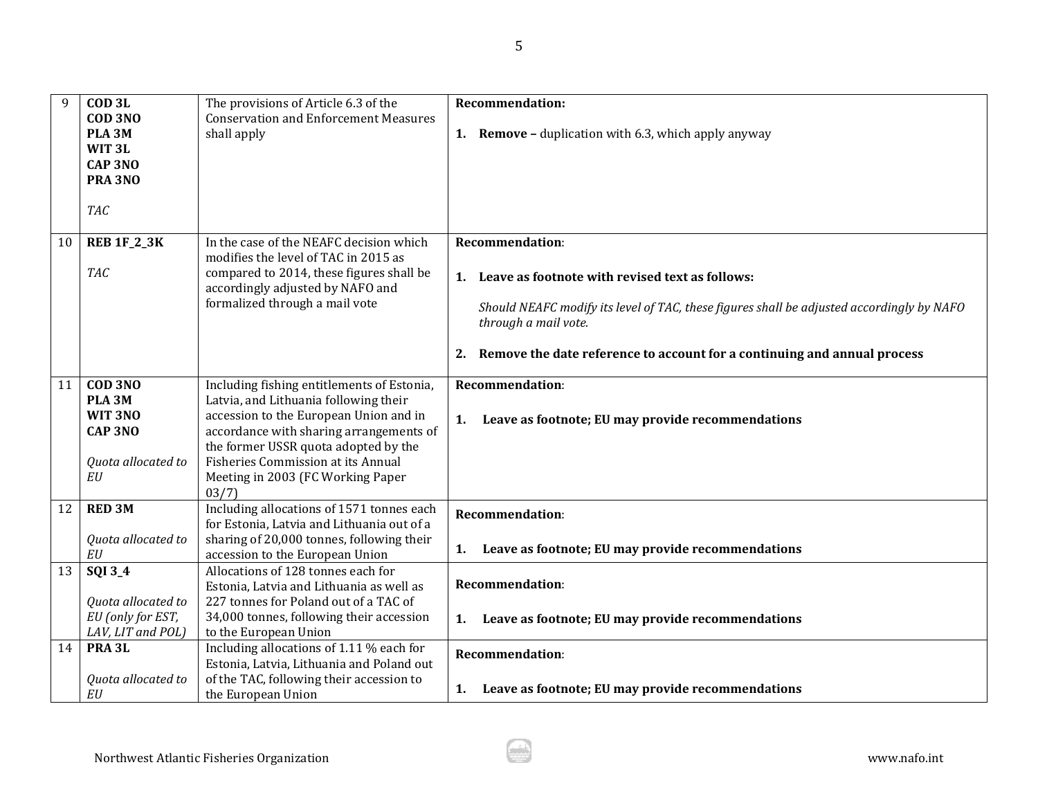| | | | |
|---|---|---|---|
| 9 | **COD 3L**<br>**COD 3NO**<br>**PLA 3M**<br>**WIT 3L**<br>**CAP 3NO**<br>**PRA 3NO**<br><br>*TAC* | The provisions of Article 6.3 of the Conservation and Enforcement Measures shall apply | **Recommendation:**<br><br>1. **Remove –** duplication with 6.3, which apply anyway |
| 10 | **REB 1F_2_3K**<br><br>*TAC* | In the case of the NEAFC decision which modifies the level of TAC in 2015 as compared to 2014, these figures shall be accordingly adjusted by NAFO and formalized through a mail vote | **Recommendation**:<br><br>1. **Leave as footnote with revised text as follows:**<br><br>*Should NEAFC modify its level of TAC, these figures shall be adjusted accordingly by NAFO through a mail vote.*<br><br>2. **Remove the date reference to account for a continuing and annual process** |
| 11 | **COD 3NO**<br>**PLA 3M**<br>**WIT 3NO**<br>**CAP 3NO**<br><br>*Quota allocated to EU* | Including fishing entitlements of Estonia, Latvia, and Lithuania following their accession to the European Union and in accordance with sharing arrangements of the former USSR quota adopted by the Fisheries Commission at its Annual Meeting in 2003 (FC Working Paper 03/7) | **Recommendation**:<br><br>1. **Leave as footnote; EU may provide recommendations** |
| 12 | **RED 3M**<br><br>*Quota allocated to EU* | Including allocations of 1571 tonnes each for Estonia, Latvia and Lithuania out of a sharing of 20,000 tonnes, following their accession to the European Union | **Recommendation**:<br><br>1. **Leave as footnote; EU may provide recommendations** |
| 13 | **SQI 3_4**<br><br>*Quota allocated to EU (only for EST, LAV, LIT and POL)* | Allocations of 128 tonnes each for Estonia, Latvia and Lithuania as well as 227 tonnes for Poland out of a TAC of 34,000 tonnes, following their accession to the European Union | **Recommendation**:<br><br>1. **Leave as footnote; EU may provide recommendations** |
| 14 | **PRA 3L**<br><br>*Quota allocated to EU* | Including allocations of 1.11 % each for Estonia, Latvia, Lithuania and Poland out of the TAC, following their accession to the European Union | **Recommendation**:<br><br>1. **Leave as footnote; EU may provide recommendations** |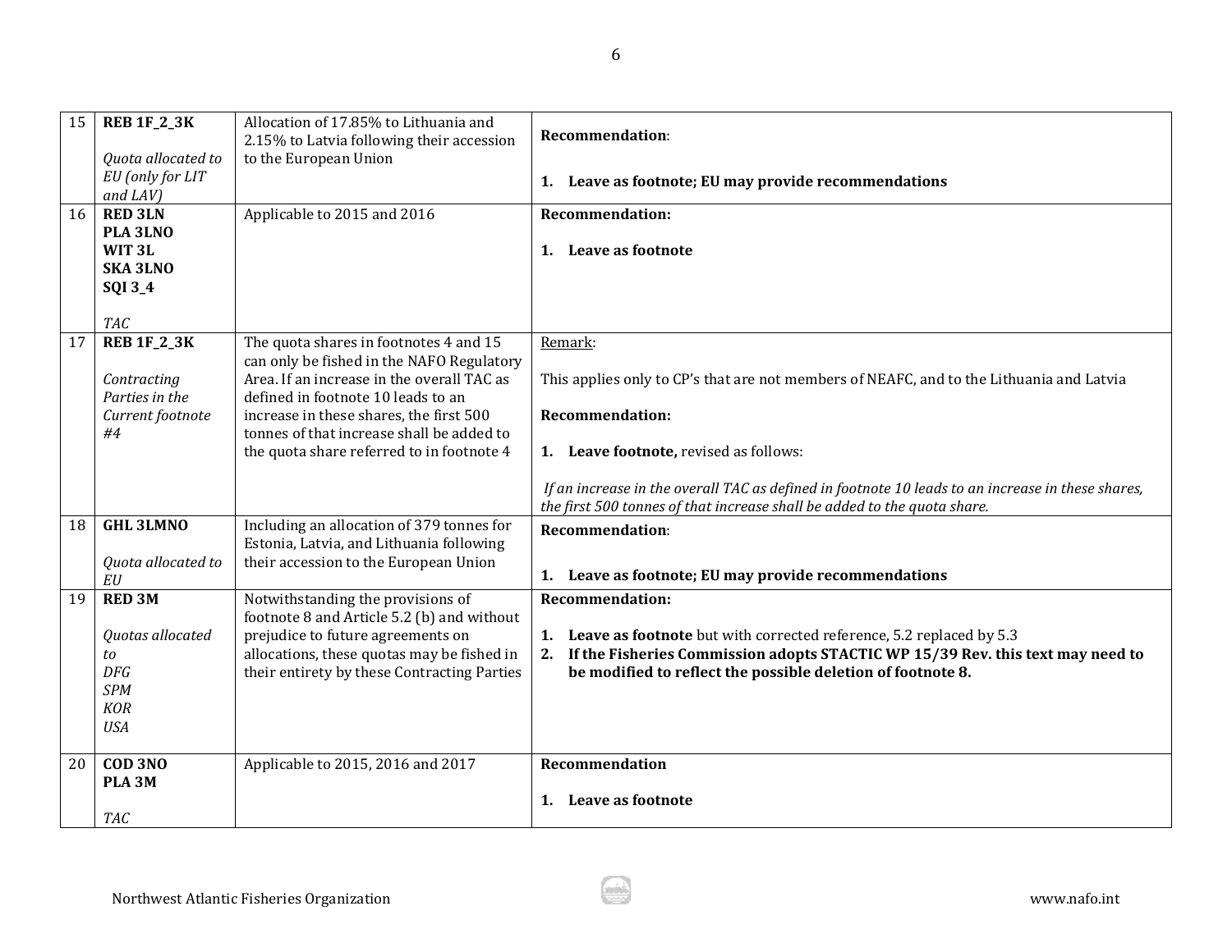| | | | |
|---|---|---|---|
| 15 | **REB 1F_2_3K**<br><br>*Quota allocated to EU (only for LIT and LAV)* | Allocation of 17.85% to Lithuania and 2.15% to Latvia following their accession to the European Union | **Recommendation**:<br><br>1. **Leave as footnote; EU may provide recommendations** |
| 16 | **RED 3LN**<br>**PLA 3LNO**<br>**WIT 3L**<br>**SKA 3LNO**<br>**SQI 3_4**<br><br>*TAC* | Applicable to 2015 and 2016 | **Recommendation:**<br><br>1. **Leave as footnote** |
| 17 | **REB 1F_2_3K**<br><br>*Contracting Parties in the Current footnote #4* | The quota shares in footnotes 4 and 15 can only be fished in the NAFO Regulatory Area. If an increase in the overall TAC as defined in footnote 10 leads to an increase in these shares, the first 500 tonnes of that increase shall be added to the quota share referred to in footnote 4 | Remark:<br><br>This applies only to CP's that are not members of NEAFC, and to the Lithuania and Latvia<br><br>**Recommendation:**<br><br>1. **Leave footnote,** revised as follows:<br><br>*If an increase in the overall TAC as defined in footnote 10 leads to an increase in these shares, the first 500 tonnes of that increase shall be added to the quota share.* |
| 18 | **GHL 3LMNO**<br><br>*Quota allocated to EU* | Including an allocation of 379 tonnes for Estonia, Latvia, and Lithuania following their accession to the European Union | **Recommendation**:<br><br>1. **Leave as footnote; EU may provide recommendations** |
| 19 | **RED 3M**<br><br>*Quotas allocated to*<br>*DFG*<br>*SPM*<br>*KOR*<br>*USA* | Notwithstanding the provisions of footnote 8 and Article 5.2 (b) and without prejudice to future agreements on allocations, these quotas may be fished in their entirety by these Contracting Parties | **Recommendation:**<br><br>1. **Leave as footnote** but with corrected reference, 5.2 replaced by 5.3<br>2. **If the Fisheries Commission adopts STACTIC WP 15/39 Rev. this text may need to be modified to reflect the possible deletion of footnote 8.** |
| 20 | **COD 3NO**<br>**PLA 3M**<br><br>*TAC* | Applicable to 2015, 2016 and 2017 | **Recommendation**<br><br>1. **Leave as footnote** |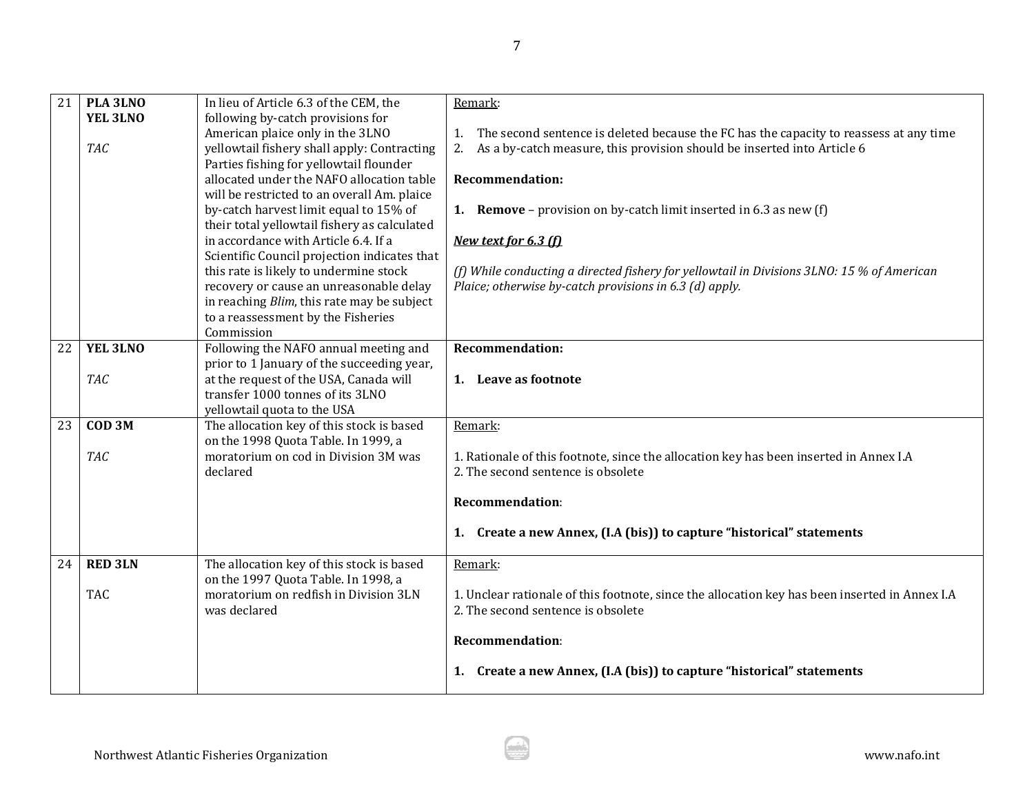| | | | |
|---|---|---|---|
| 21 | **PLA 3LNO**<br>**YEL 3LNO**<br><br>*TAC* | In lieu of Article 6.3 of the CEM, the following by-catch provisions for American plaice only in the 3LNO yellowtail fishery shall apply: Contracting Parties fishing for yellowtail flounder allocated under the NAFO allocation table will be restricted to an overall Am. plaice by-catch harvest limit equal to 15% of their total yellowtail fishery as calculated in accordance with Article 6.4. If a Scientific Council projection indicates that this rate is likely to undermine stock recovery or cause an unreasonable delay in reaching *Blim*, this rate may be subject to a reassessment by the Fisheries Commission | Remark:<br><br>1. The second sentence is deleted because the FC has the capacity to reassess at any time<br>2. As a by-catch measure, this provision should be inserted into Article 6<br><br>**Recommendation:**<br><br>**1. Remove** – provision on by-catch limit inserted in 6.3 as new (f)<br><br>***New text for 6.3 (f)***<br><br>*(f) While conducting a directed fishery for yellowtail in Divisions 3LNO: 15 % of American Plaice; otherwise by-catch provisions in 6.3 (d) apply.* |
| 22 | **YEL 3LNO**<br><br>*TAC* | Following the NAFO annual meeting and prior to 1 January of the succeeding year, at the request of the USA, Canada will transfer 1000 tonnes of its 3LNO yellowtail quota to the USA | **Recommendation:**<br><br>**1. Leave as footnote** |
| 23 | **COD 3M**<br><br>*TAC* | The allocation key of this stock is based on the 1998 Quota Table. In 1999, a moratorium on cod in Division 3M was declared | Remark:<br><br>1. Rationale of this footnote, since the allocation key has been inserted in Annex I.A<br>2. The second sentence is obsolete<br><br>**Recommendation**:<br><br>**1. Create a new Annex, (I.A (bis)) to capture "historical" statements** |
| 24 | **RED 3LN**<br><br>TAC | The allocation key of this stock is based on the 1997 Quota Table. In 1998, a moratorium on redfish in Division 3LN was declared | Remark:<br><br>1. Unclear rationale of this footnote, since the allocation key has been inserted in Annex I.A<br>2. The second sentence is obsolete<br><br>**Recommendation**:<br><br>**1. Create a new Annex, (I.A (bis)) to capture "historical" statements** |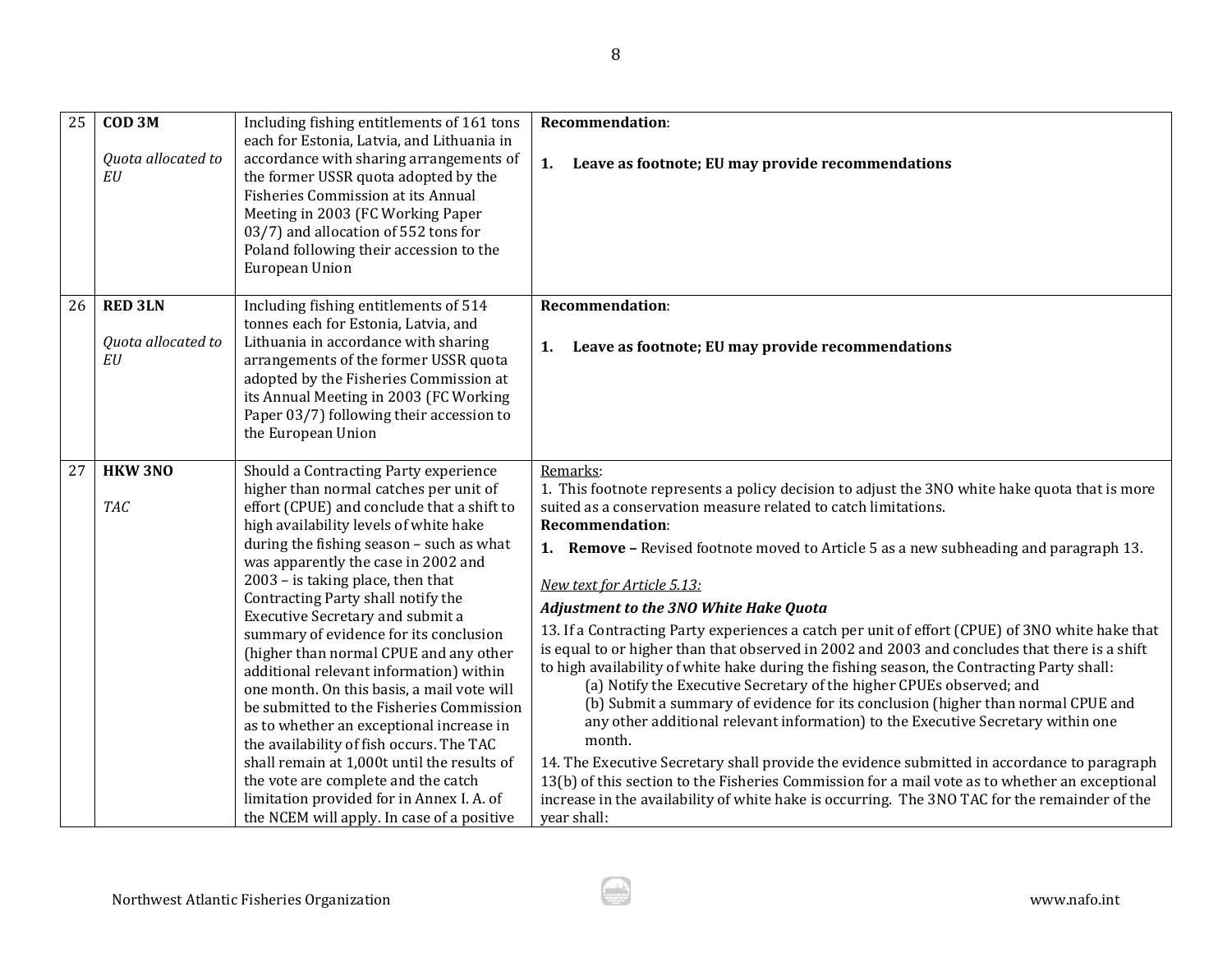| | | | |
|---|---|---|---|
| 25 | **COD 3M**<br><br>*Quota allocated to EU* | Including fishing entitlements of 161 tons each for Estonia, Latvia, and Lithuania in accordance with sharing arrangements of the former USSR quota adopted by the Fisheries Commission at its Annual Meeting in 2003 (FC Working Paper 03/7) and allocation of 552 tons for Poland following their accession to the European Union | **Recommendation**:<br><br>1. **Leave as footnote; EU may provide recommendations** |
| 26 | **RED 3LN**<br><br>*Quota allocated to EU* | Including fishing entitlements of 514 tonnes each for Estonia, Latvia, and Lithuania in accordance with sharing arrangements of the former USSR quota adopted by the Fisheries Commission at its Annual Meeting in 2003 (FC Working Paper 03/7) following their accession to the European Union | **Recommendation**:<br><br>1. **Leave as footnote; EU may provide recommendations** |
| 27 | **HKW 3NO**<br><br>*TAC* | Should a Contracting Party experience higher than normal catches per unit of effort (CPUE) and conclude that a shift to high availability levels of white hake during the fishing season – such as what was apparently the case in 2002 and 2003 – is taking place, then that Contracting Party shall notify the Executive Secretary and submit a summary of evidence for its conclusion (higher than normal CPUE and any other additional relevant information) within one month. On this basis, a mail vote will be submitted to the Fisheries Commission as to whether an exceptional increase in the availability of fish occurs. The TAC shall remain at 1,000t until the results of the vote are complete and the catch limitation provided for in Annex I. A. of the NCEM will apply. In case of a positive | <u>Remarks</u>:<br>1. This footnote represents a policy decision to adjust the 3NO white hake quota that is more suited as a conservation measure related to catch limitations.<br>**Recommendation**:<br>1. **Remove –** Revised footnote moved to Article 5 as a new subheading and paragraph 13.<br><br><u>*New text for Article 5.13:*</u><br>***Adjustment to the 3NO White Hake Quota***<br>13. If a Contracting Party experiences a catch per unit of effort (CPUE) of 3NO white hake that is equal to or higher than that observed in 2002 and 2003 and concludes that there is a shift to high availability of white hake during the fishing season, the Contracting Party shall:<br>(a) Notify the Executive Secretary of the higher CPUEs observed; and<br>(b) Submit a summary of evidence for its conclusion (higher than normal CPUE and any other additional relevant information) to the Executive Secretary within one month.<br>14. The Executive Secretary shall provide the evidence submitted in accordance to paragraph 13(b) of this section to the Fisheries Commission for a mail vote as to whether an exceptional increase in the availability of white hake is occurring. The 3NO TAC for the remainder of the year shall: |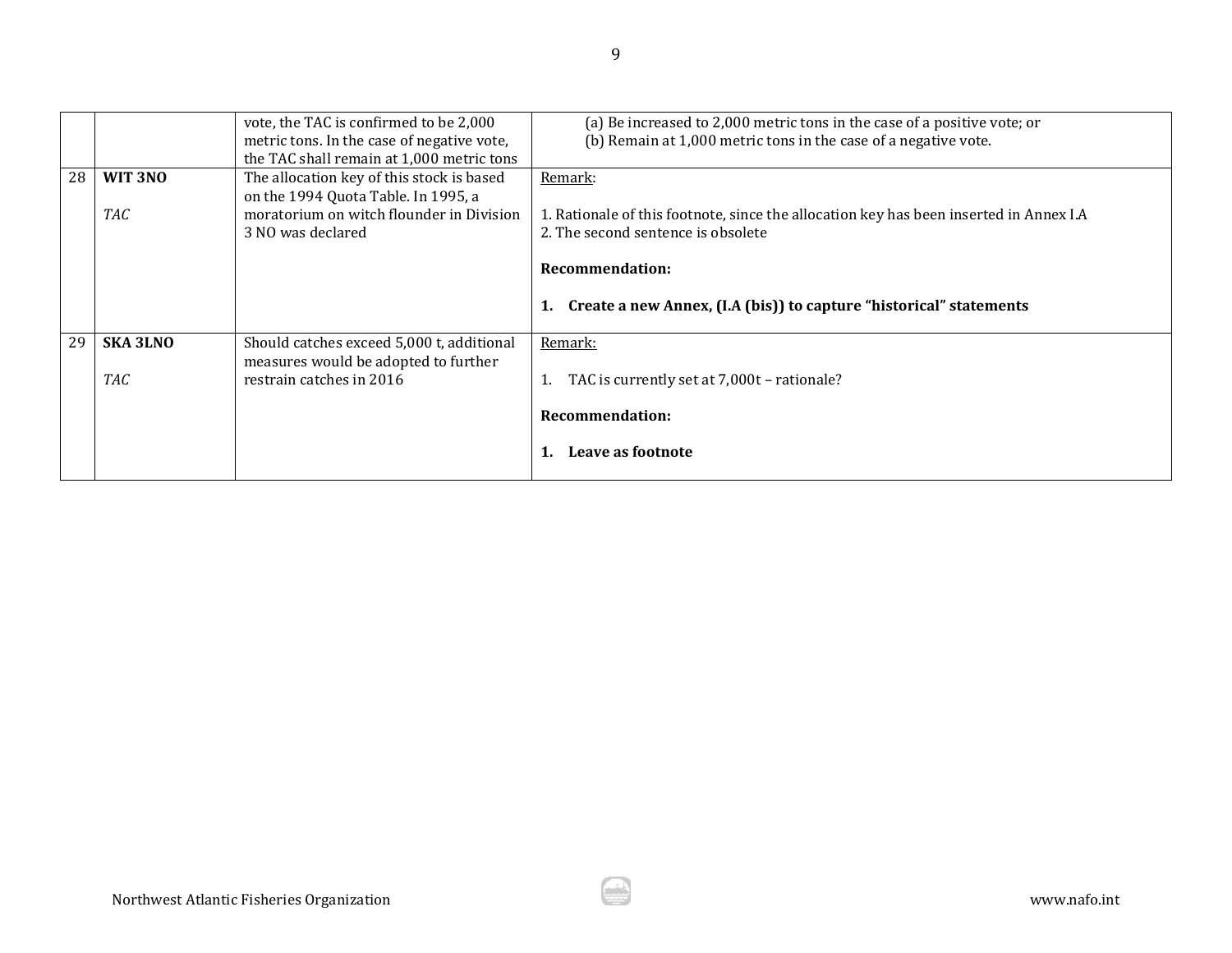| | | | |
|---|---|---|---|
| | | vote, the TAC is confirmed to be 2,000 metric tons. In the case of negative vote, the TAC shall remain at 1,000 metric tons | (a) Be increased to 2,000 metric tons in the case of a positive vote; or<br>(b) Remain at 1,000 metric tons in the case of a negative vote. |
| 28 | **WIT 3NO**<br><br>*TAC* | The allocation key of this stock is based on the 1994 Quota Table. In 1995, a moratorium on witch flounder in Division 3 NO was declared | Remark:<br><br>1. Rationale of this footnote, since the allocation key has been inserted in Annex I.A<br>2. The second sentence is obsolete<br><br>**Recommendation:**<br><br>**1. Create a new Annex, (I.A (bis)) to capture "historical" statements** |
| 29 | **SKA 3LNO**<br><br>*TAC* | Should catches exceed 5,000 t, additional measures would be adopted to further restrain catches in 2016 | Remark:<br><br>1. TAC is currently set at 7,000t – rationale?<br><br>**Recommendation:**<br><br>**1. Leave as footnote** |